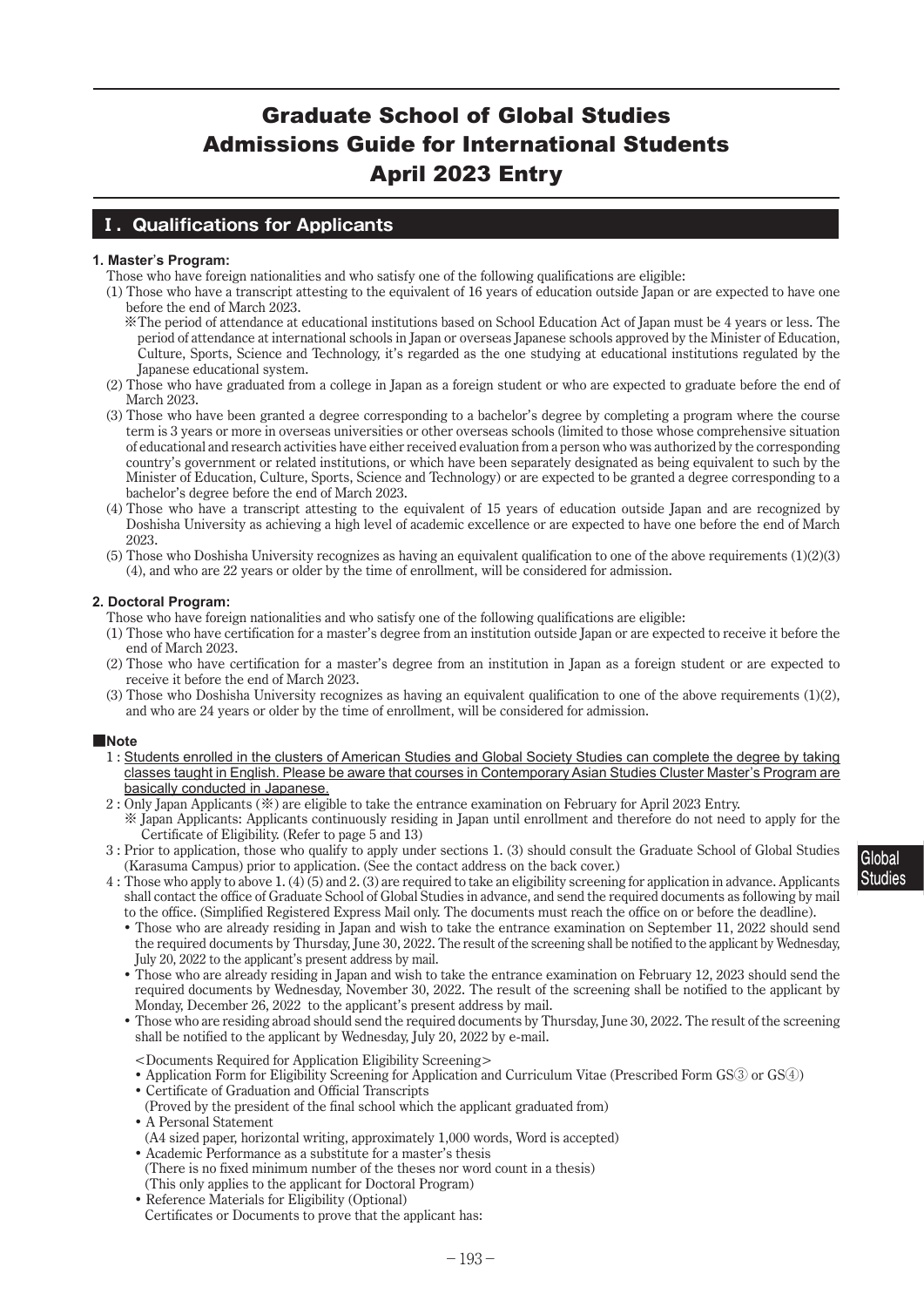# Graduate School of Global Studies Admissions Guide for International Students April 2023 Entry

## Ⅰ. Qualifications for Applicants

### 1. Master's Program:

Those who have foreign nationalities and who satisfy one of the following qualifications are eligible:

(1) Those who have a transcript attesting to the equivalent of 16 years of education outside Japan or are expected to have one before the end of March 2023.

※The period of attendance at educational institutions based on School Education Act of Japan must be 4 years or less. The period of attendance at international schools in Japan or overseas Japanese schools approved by the Minister of Education, Culture, Sports, Science and Technology, it's regarded as the one studying at educational institutions regulated by the Japanese educational system.

(2) Those who have graduated from a college in Japan as a foreign student or who are expected to graduate before the end of March 2023.

(3) Those who have been granted a degree corresponding to a bachelor's degree by completing a program where the course term is 3 years or more in overseas universities or other overseas schools (limited to those whose comprehensive situation of educational and research activities have either received evaluation from a person who was authorized by the corresponding country's government or related institutions, or which have been separately designated as being equivalent to such by the Minister of Education, Culture, Sports, Science and Technology) or are expected to be granted a degree corresponding to a bachelor's degree before the end of March 2023.

(4) Those who have a transcript attesting to the equivalent of 15 years of education outside Japan and are recognized by Doshisha University as achieving a high level of academic excellence or are expected to have one before the end of March 2023.

(5) Those who Doshisha University recognizes as having an equivalent qualification to one of the above requirements (1)(2)(3)(4), and who are 22 years or older by the time of enrollment, will be considered for admission.

### 2. Doctoral Program:

Those who have foreign nationalities and who satisfy one of the following qualifications are eligible:

(1) Those who have certification for a master's degree from an institution outside Japan or are expected to receive it before the end of March 2023.

(2) Those who have certification for a master's degree from an institution in Japan as a foreign student or are expected to receive it before the end of March 2023.

(3) Those who Doshisha University recognizes as having an equivalent qualification to one of the above requirements (1)(2), and who are 24 years or older by the time of enrollment, will be considered for admission.

### ■Note

1 : Students enrolled in the clusters of American Studies and Global Society Studies can complete the degree by taking classes taught in English. Please be aware that courses in Contemporary Asian Studies Cluster Master's Program are basically conducted in Japanese.

2 : Only Japan Applicants (※) are eligible to take the entrance examination on February for April 2023 Entry.
※ Japan Applicants: Applicants continuously residing in Japan until enrollment and therefore do not need to apply for the Certificate of Eligibility. (Refer to page 5 and 13)

3 : Prior to application, those who qualify to apply under sections 1. (3) should consult the Graduate School of Global Studies (Karasuma Campus) prior to application. (See the contact address on the back cover.)

4 : Those who apply to above 1. (4) (5) and 2. (3) are required to take an eligibility screening for application in advance. Applicants shall contact the office of Graduate School of Global Studies in advance, and send the required documents as following by mail to the office. (Simplified Registered Express Mail only. The documents must reach the office on or before the deadline).

- Those who are already residing in Japan and wish to take the entrance examination on September 11, 2022 should send the required documents by Thursday, June 30, 2022. The result of the screening shall be notified to the applicant by Wednesday, July 20, 2022 to the applicant's present address by mail.
- Those who are already residing in Japan and wish to take the entrance examination on February 12, 2023 should send the required documents by Wednesday, November 30, 2022. The result of the screening shall be notified to the applicant by Monday, December 26, 2022 to the applicant's present address by mail.
- Those who are residing abroad should send the required documents by Thursday, June 30, 2022. The result of the screening shall be notified to the applicant by Wednesday, July 20, 2022 by e-mail.

<Documents Required for Application Eligibility Screening>

- Application Form for Eligibility Screening for Application and Curriculum Vitae (Prescribed Form GS③ or GS④)
- Certificate of Graduation and Official Transcripts
  (Proved by the president of the final school which the applicant graduated from)
- A Personal Statement
  (A4 sized paper, horizontal writing, approximately 1,000 words, Word is accepted)
- Academic Performance as a substitute for a master's thesis
  (There is no fixed minimum number of the theses nor word count in a thesis)
  (This only applies to the applicant for Doctoral Program)
- Reference Materials for Eligibility (Optional)
  Certificates or Documents to prove that the applicant has: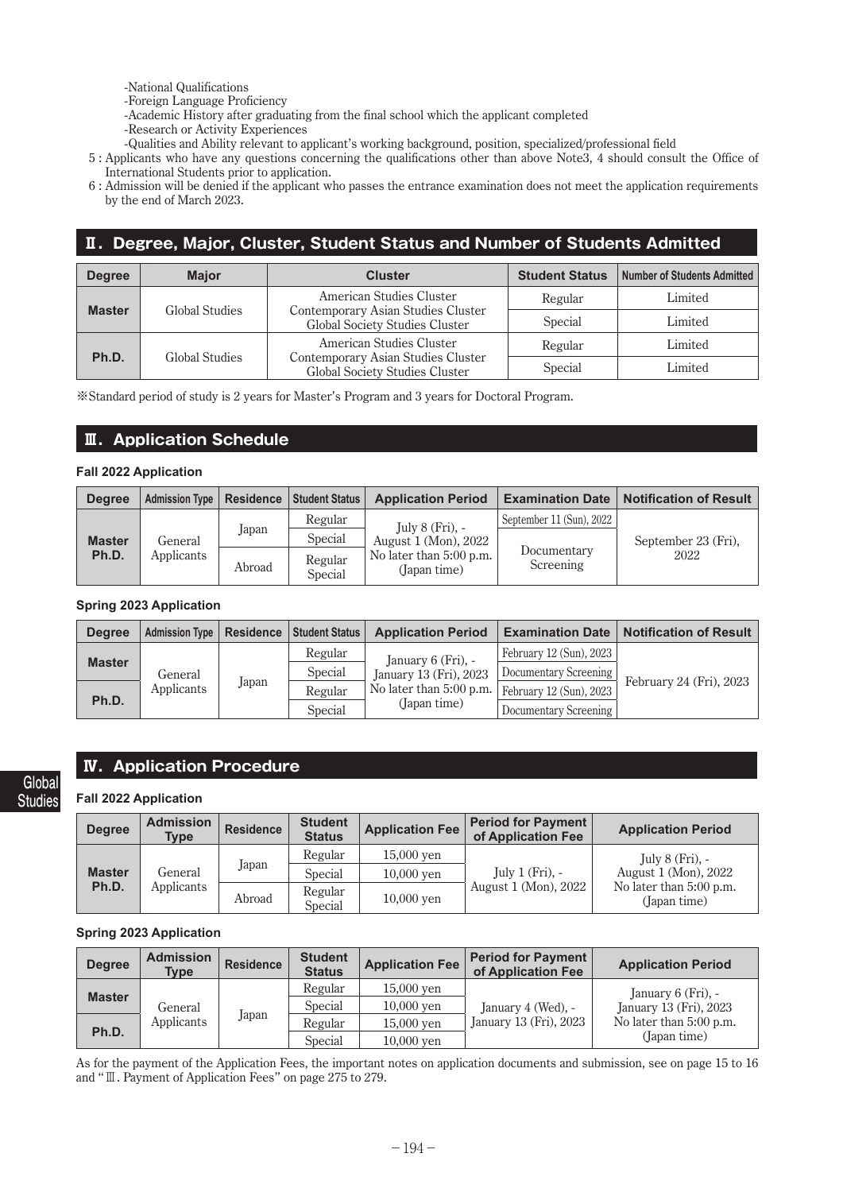-National Qualifications
-Foreign Language Proficiency
-Academic History after graduating from the final school which the applicant completed
-Research or Activity Experiences
-Qualities and Ability relevant to applicant's working background, position, specialized/professional field

5 : Applicants who have any questions concerning the qualifications other than above Note3, 4 should consult the Office of International Students prior to application.

6 : Admission will be denied if the applicant who passes the entrance examination does not meet the application requirements by the end of March 2023.

## Ⅱ. Degree, Major, Cluster, Student Status and Number of Students Admitted

| Degree | Major | Cluster | Student Status | Number of Students Admitted |
|---|---|---|---|---|
| Master | Global Studies | American Studies Cluster<br>Contemporary Asian Studies Cluster<br>Global Society Studies Cluster | Regular | Limited |
| | | | Special | Limited |
| Ph.D. | Global Studies | American Studies Cluster<br>Contemporary Asian Studies Cluster<br>Global Society Studies Cluster | Regular | Limited |
| | | | Special | Limited |

※Standard period of study is 2 years for Master's Program and 3 years for Doctoral Program.

## Ⅲ. Application Schedule

### Fall 2022 Application

| Degree | Admission Type | Residence | Student Status | Application Period | Examination Date | Notification of Result |
|---|---|---|---|---|---|---|
| Master<br>Ph.D. | General Applicants | Japan | Regular | July 8 (Fri), -<br>August 1 (Mon), 2022<br>No later than 5:00 p.m.<br>(Japan time) | September 11 (Sun), 2022 | September 23 (Fri), 2022 |
| | | | Special | | Documentary Screening | |
| | | Abroad | Regular<br>Special | | | |

### Spring 2023 Application

| Degree | Admission Type | Residence | Student Status | Application Period | Examination Date | Notification of Result |
|---|---|---|---|---|---|---|
| Master | General Applicants | Japan | Regular | January 6 (Fri), -<br>January 13 (Fri), 2023<br>No later than 5:00 p.m.<br>(Japan time) | February 12 (Sun), 2023 | February 24 (Fri), 2023 |
| | | | Special | | Documentary Screening | |
| Ph.D. | | | Regular | | February 12 (Sun), 2023 | |
| | | | Special | | Documentary Screening | |

## Ⅳ. Application Procedure

### Fall 2022 Application

| Degree | Admission Type | Residence | Student Status | Application Fee | Period for Payment of Application Fee | Application Period |
|---|---|---|---|---|---|---|
| Master<br>Ph.D. | General Applicants | Japan | Regular | 15,000 yen | July 1 (Fri), -<br>August 1 (Mon), 2022 | July 8 (Fri), -<br>August 1 (Mon), 2022<br>No later than 5:00 p.m.<br>(Japan time) |
| | | | Special | 10,000 yen | | |
| | | Abroad | Regular<br>Special | 10,000 yen | | |

### Spring 2023 Application

| Degree | Admission Type | Residence | Student Status | Application Fee | Period for Payment of Application Fee | Application Period |
|---|---|---|---|---|---|---|
| Master | General Applicants | Japan | Regular | 15,000 yen | January 4 (Wed), -<br>January 13 (Fri), 2023 | January 6 (Fri), -<br>January 13 (Fri), 2023<br>No later than 5:00 p.m.<br>(Japan time) |
| | | | Special | 10,000 yen | | |
| Ph.D. | | | Regular | 15,000 yen | | |
| | | | Special | 10,000 yen | | |

As for the payment of the Application Fees, the important notes on application documents and submission, see on page 15 to 16 and "Ⅲ. Payment of Application Fees" on page 275 to 279.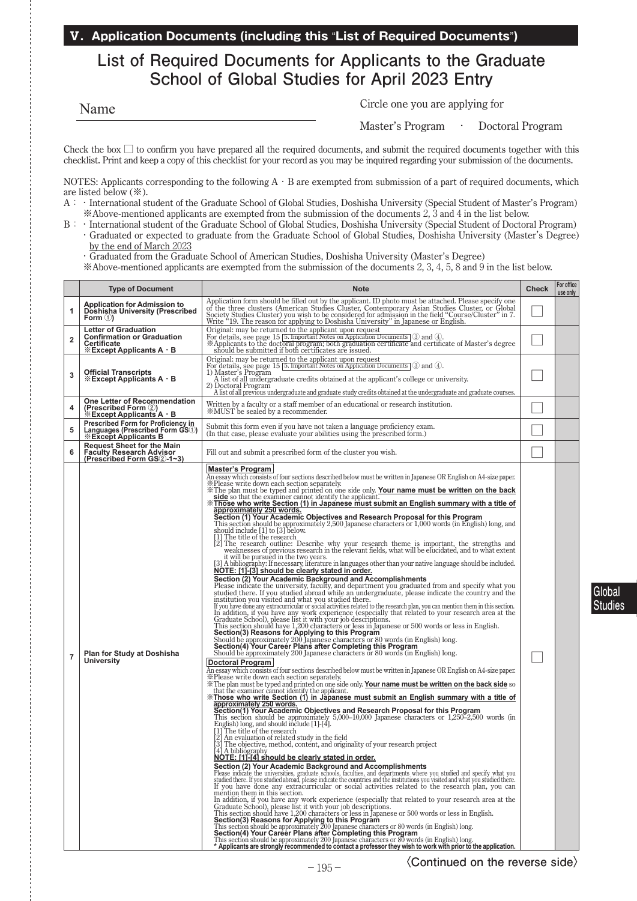## V. Application Documents (including this "List of Required Documents")

# List of Required Documents for Applicants to the Graduate School of Global Studies for April 2023 Entry

Name ______________________

Circle one you are applying for

Master's Program ・ Doctoral Program

Check the box □ to confirm you have prepared all the required documents, and submit the required documents together with this checklist. Print and keep a copy of this checklist for your record as you may be inquired regarding your submission of the documents.

NOTES: Applicants corresponding to the following A・B are exempted from submission of a part of required documents, which are listed below (※).

A： ・International student of the Graduate School of Global Studies, Doshisha University (Special Student of Master's Program)
※Above-mentioned applicants are exempted from the submission of the documents 2, 3 and 4 in the list below.

B： ・International student of the Graduate School of Global Studies, Doshisha University (Special Student of Doctoral Program)
・Graduated or expected to graduate from the Graduate School of Global Studies, Doshisha University (Master's Degree) by the end of March 2023
・Graduated from the Graduate School of American Studies, Doshisha University (Master's Degree)
※Above-mentioned applicants are exempted from the submission of the documents 2, 3, 4, 5, 8 and 9 in the list below.

| | Type of Document | Note | Check | For office use only |
|---|---|---|---|---|
| 1 | **Application for Admission to Doshisha University (Prescribed Form ①)** | Application form should be filled out by the applicant. ID photo must be attached. Please specify one of the three clusters (American Studies Cluster, Contemporary Asian Studies Cluster, or Global Society Studies Cluster) you wish to be considered for admission in the field "Course/Cluster" in 7. Write "19. The reason for applying to Doshisha University" in Japanese or English. | □ | |
| 2 | **Letter of Graduation Confirmation or Graduation Certificate ※Except Applicants A・B** | Original: may be returned to the applicant upon request<br>For details, see page 15 [5. Important Notes on Application Documents] ③ and ④.<br>※Applicants to the doctoral program; both graduation certificate and certificate of Master's degree should be submitted if both certificates are issued. | □ | |
| 3 | **Official Transcripts ※Except Applicants A・B** | Original: may be returned to the applicant upon request<br>For details, see page 15 [5. Important Notes on Application Documents] ③ and ④.<br>1) Master's Program<br>A list of all undergraduate credits obtained at the applicant's college or university.<br>2) Doctoral Program<br>A list of all previous undergraduate and graduate study credits obtained at the undergraduate and graduate courses. | □ | |
| 4 | **One Letter of Recommendation (Prescribed Form ②) ※Except Applicants A・B** | Written by a faculty or a staff member of an educational or research institution.<br>※MUST be sealed by a recommender. | □ | |
| 5 | **Prescribed Form for Proficiency in Languages (Prescribed Form GS①) ※Except Applicants B** | Submit this form even if you have not taken a language proficiency exam.<br>(In that case, please evaluate your abilities using the prescribed form.) | □ | |
| 6 | **Request Sheet for the Main Faculty Research Advisor (Prescribed Form GS②-1~3)** | Fill out and submit a prescribed form of the cluster you wish. | □ | |
| 7 | **Plan for Study at Doshisha University** | **Master's Program**<br>An essay which consists of four sections described below must be written in Japanese OR English on A4-size paper.<br>※Please write down each section separately.<br>※The plan must be typed and printed on one side only. **Your name must be written on the back side** so that the examiner cannot identify the applicant.<br>※**Those who write Section (1) in Japanese must submit an English summary with a title of approximately 250 words.**<br>**Section (1) Your Academic Objectives and Research Proposal for this Program**<br>This section should be approximately 2,500 Japanese characters or 1,000 words (in English) long, and should include [1] to [3] below.<br>[1] The title of the research<br>[2] The research outline: Describe why your research theme is important, the strengths and weaknesses of previous research in the relevant fields, what will be elucidated, and to what extent it will be pursued in the two years.<br>[3] A bibliography: If necessary, literature in languages other than your native language should be included.<br>**NOTE: [1]-[3] should be clearly stated in order.**<br>**Section (2) Your Academic Background and Accomplishments**<br>Please indicate the university, faculty, and department you graduated from and specify what you studied there. If you studied abroad while an undergraduate, please indicate the country and the institution you visited and what you studied there.<br>If you have done any extracurricular or social activities related to the research plan, you can mention them in this section.<br>In addition, if you have any work experience (especially that related to your research area at the Graduate School), please list it with your job descriptions.<br>This section should have 1,200 characters or less in Japanese or 500 words or less in English.<br>**Section(3) Reasons for Applying to this Program**<br>Should be approximately 200 Japanese characters or 80 words (in English) long.<br>**Section(4) Your Career Plans after Completing this Program**<br>Should be approximately 200 Japanese characters or 80 words (in English) long.<br><br>**Doctoral Program**<br>An essay which consists of four sections described below must be written in Japanese OR English on A4-size paper.<br>※Please write down each section separately.<br>※The plan must be typed and printed on one side only. **Your name must be written on the back side** so that the examiner cannot identify the applicant.<br>※**Those who write Section (1) in Japanese must submit an English summary with a title of approximately 250 words.**<br>**Section(1) Your Academic Objectives and Research Proposal for this Program**<br>This section should be approximately 5,000–10,000 Japanese characters or 1,250–2,500 words (in English) long, and should include [1]-[4].<br>[1] The title of the research<br>[2] An evaluation of related study in the field<br>[3] The objective, method, content, and originality of your research project<br>[4] A bibliography<br>**NOTE: [1]-[4] should be clearly stated in order.**<br>**Section (2) Your Academic Background and Accomplishments**<br>Please indicate the universities, graduate schools, faculties, and departments where you studied and specify what you studied there. If you studied abroad, please indicate the countries and the institutions you visited and what you studied there.<br>If you have done any extracurricular or social activities related to the research plan, you can mention them in this section.<br>In addition, if you have any work experience (especially that related to your research area at the Graduate School), please list it with your job descriptions.<br>This section should have 1,200 characters or less in Japanese or 500 words or less in English.<br>**Section(3) Reasons for Applying to this Program**<br>This section should be approximately 200 Japanese characters or 80 words (in English) long.<br>**Section(4) Your Career Plans after Completing this Program**<br>This section should be approximately 200 Japanese characters or 80 words (in English) long.<br>**\* Applicants are strongly recommended to contact a professor they wish to work with prior to the application.** | □ | |

〈Continued on the reverse side〉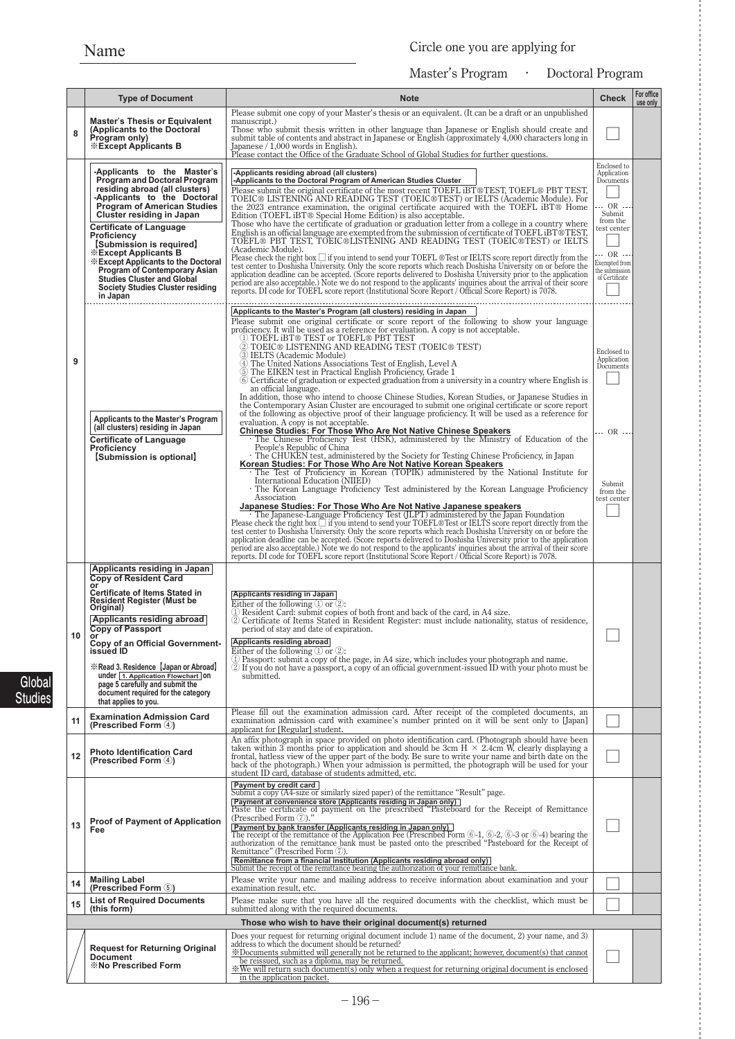Name

Circle one you are applying for

Master's Program ・ Doctoral Program

| | Type of Document | Note | Check | For office use only |
|---|---|---|---|---|
| 8 | **Master's Thesis or Equivalent (Applicants to the Doctoral Program only)** **※Except Applicants B** | Please submit one copy of your Master's thesis or an equivalent. (It can be a draft or an unpublished manuscript.) Those who submit thesis written in other language than Japanese or English should create and submit table of contents and abstract in Japanese or English (approximately 4,000 characters long in Japanese / 1,000 words in English). Please contact the Office of the Graduate School of Global Studies for further questions. | □ | |
| 9 | **-Applicants to the Master's Program and Doctoral Program residing abroad (all clusters)** **-Applicants to the Doctoral Program of American Studies Cluster residing in Japan** **Certificate of Language Proficiency** **【Submission is required】** **※Except Applicants B** **※Except Applicants to the Doctoral Program of Contemporary Asian Studies Cluster and Global Society Studies Cluster residing in Japan** | **-Applicants residing abroad (all clusters)** **-Applicants to the Doctoral Program of American Studies Cluster** Please submit the original certificate of the most recent TOEFL iBT®TEST, TOEFL® PBT TEST, TOEIC® LISTENING AND READING TEST (TOEIC®TEST) or IELTS (Academic Module). For the 2023 entrance examination, the original certificate acquired with the TOEFL iBT® Home Edition (TOEFL iBT® Special Home Edition) is also acceptable. Those who have the certificate of graduation or graduation letter from a college in a country where English is an official language are exempted from the submission of certificate of TOEFL iBT®TEST, TOEFL® PBT TEST, TOEIC®LISTENING AND READING TEST (TOEIC®TEST) or IELTS (Academic Module). Please check the right box □ if you intend to send your TOEFL ®Test or IELTS score report directly from the test center to Doshisha University. Only the score reports which reach Doshisha University on or before the application deadline can be accepted. (Score reports delivered to Doshisha University prior to the application period are also acceptable.) Note we do not respond to the applicants' inquiries about the arrival of their score reports. DI code for TOEFL score report (Institutional Score Report / Official Score Report) is 7078. | Enclosed to Application Documents □ --- OR --- Submit from the test center □ --- OR --- Exempted from the submission of Certificate □ | |
| | **Applicants to the Master's Program (all clusters) residing in Japan** **Certificate of Language Proficiency** **【Submission is optional】** | **Applicants to the Master's Program (all clusters) residing in Japan** Please submit one original certificate or score report of the following to show your language proficiency. It will be used as a reference for evaluation. A copy is not acceptable. ① TOEFL iBT® TEST or TOEFL® PBT TEST ② TOEIC® LISTENING AND READING TEST (TOEIC® TEST) ③ IELTS (Academic Module) ④ The United Nations Associations Test of English, Level A ⑤ The EIKEN test in Practical English Proficiency, Grade 1 ⑥ Certificate of graduation or expected graduation from a university in a country where English is an official language. In addition, those who intend to choose Chinese Studies, Korean Studies, or Japanese Studies in the Contemporary Asian Cluster are encouraged to submit one original certificate or score report of the following as objective proof of their language proficiency. It will be used as a reference for evaluation. A copy is not acceptable. **Chinese Studies: For Those Who Are Not Native Chinese Speakers** · The Chinese Proficiency Test (HSK), administered by the Ministry of Education of the People's Republic of China · The CHUKEN test, administered by the Society for Testing Chinese Proficiency, in Japan **Korean Studies: For Those Who Are Not Native Korean Speakers** · The Test of Proficiency in Korean (TOPIK) administered by the National Institute for International Education (NIIED) · The Korean Language Proficiency Test administered by the Korean Language Proficiency Association **Japanese Studies: For Those Who Are Not Native Japanese speakers** · The Japanese-Language Proficiency Test (JLPT) administered by the Japan Foundation Please check the right box □ if you intend to send your TOEFL®Test or IELTS score report directly from the test center to Doshisha University. Only the score reports which reach Doshisha University on or before the application deadline can be accepted. (Score reports delivered to Doshisha University prior to the application period are also acceptable.) Note we do not respond to the applicants' inquiries about the arrival of their score reports. DI code for TOEFL score report (Institutional Score Report / Official Score Report) is 7078. | Enclosed to Application Documents □ --- OR --- Submit from the test center □ | |
| 10 | **Applicants residing in Japan** **Copy of Resident Card or Certificate of Items Stated in Resident Register (Must be Original)** **Applicants residing abroad** **Copy of Passport or Copy of an Official Government-issued ID** **※Read 3. Residence【Japan or Abroad】under 1. Application Flowchart on page 5 carefully and submit the document required for the category that applies to you.** | **Applicants residing in Japan** Either of the following ① or ②: ① Resident Card: submit copies of both front and back of the card, in A4 size. ② Certificate of Items Stated in Resident Register: must include nationality, status of residence, period of stay and date of expiration. **Applicants residing abroad** Either of the following ① or ②: ① Passport: submit a copy of the page, in A4 size, which includes your photograph and name. ② If you do not have a passport, a copy of an official government-issued ID with your photo must be submitted. | □ | |
| 11 | **Examination Admission Card (Prescribed Form ④)** | Please fill out the examination admission card. After receipt of the completed documents, an examination admission card with examinee's number printed on it will be sent only to [Japan] applicant for [Regular] student. | □ | |
| 12 | **Photo Identification Card (Prescribed Form ④)** | An affix photograph in space provided on photo identification card. (Photograph should have been taken within 3 months prior to application and should be 3cm H × 2.4cm W, clearly displaying a frontal, hatless view of the upper part of the body. Be sure to write your name and birth date on the back of the photograph.) When your admission is permitted, the photograph will be used for your student ID card, database of students admitted, etc. | □ | |
| 13 | **Proof of Payment of Application Fee** | **Payment by credit card** Submit a copy (A4-size or similarly sized paper) of the remittance "Result" page. **Payment at convenience store (Applicants residing in Japan only)** Paste the certificate of payment on the prescribed "Pasteboard for the Receipt of Remittance (Prescribed Form ⑦)." **Payment by bank transfer (Applicants residing in Japan only)** The receipt of the remittance of the Application Fee (Prescribed Form ⑥-1, ⑥-2, ⑥-3 or ⑥-4) bearing the authorization of the remittance bank must be pasted onto the prescribed "Pasteboard for the Receipt of Remittance" (Prescribed Form ⑦). **Remittance from a financial institution (Applicants residing abroad only)** Submit the receipt of the remittance bearing the authorization of your remittance bank. | □ | |
| 14 | **Mailing Label (Prescribed Form ⑤)** | Please write your name and mailing address to receive information about examination and your examination result, etc. | □ | |
| 15 | **List of Required Documents (this form)** | Please make sure that you have all the required documents with the checklist, which must be submitted along with the required documents. | □ | |
| | | **Those who wish to have their original document(s) returned** | | |
| | **Request for Returning Original Document** **※No Prescribed Form** | Does your request for returning original document include 1) name of the document, 2) your name, and 3) address to which the document should be returned? ※Documents submitted will generally not be returned to the applicant; however, document(s) that cannot be reissued, such as a diploma, may be returned. ※We will return such document(s) only when a request for returning original document is enclosed in the application packet. | □ | |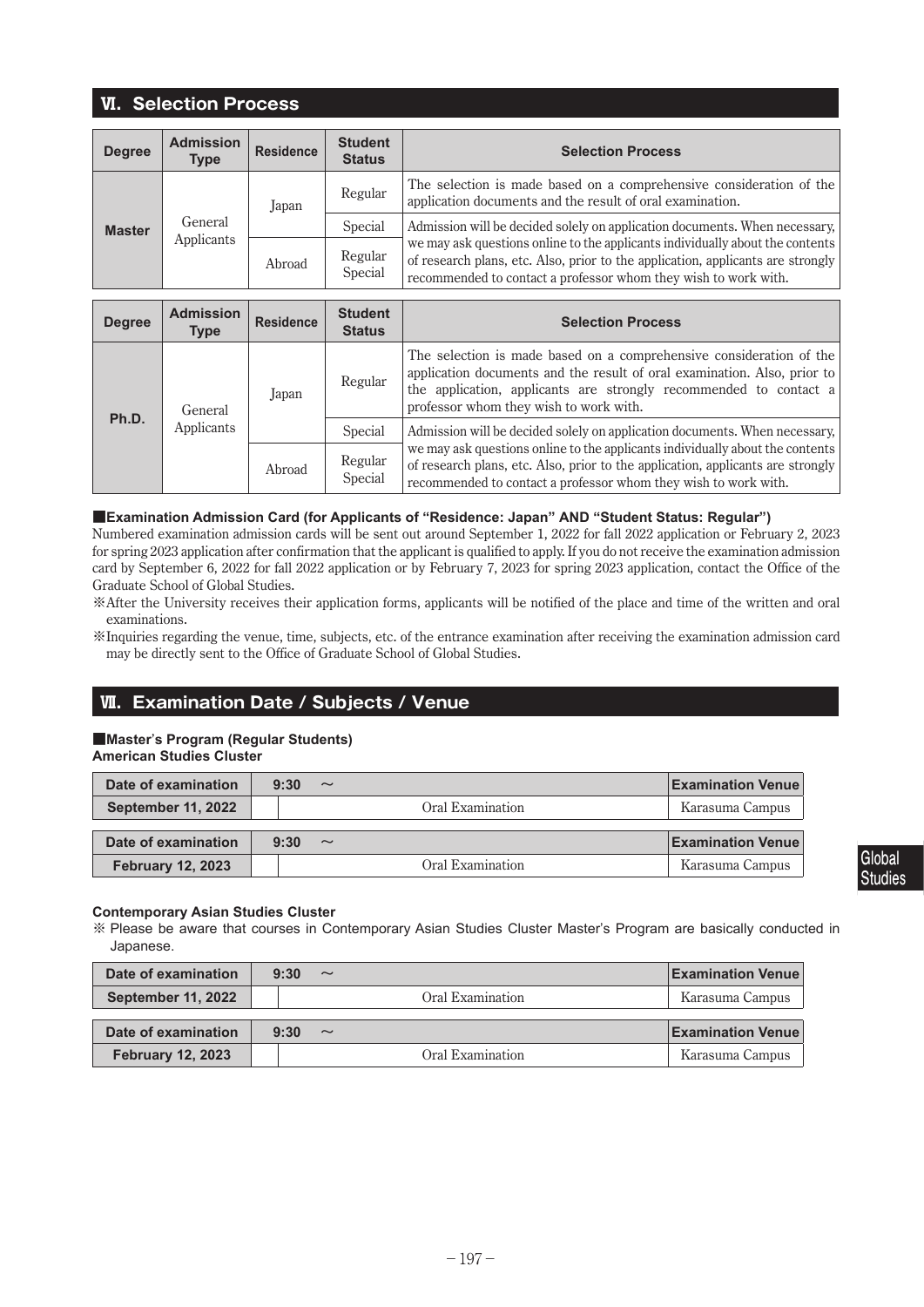## Ⅵ. Selection Process

| Degree | Admission Type | Residence | Student Status | Selection Process |
|---|---|---|---|---|
| Master | General Applicants | Japan | Regular | The selection is made based on a comprehensive consideration of the application documents and the result of oral examination. |
| | | | Special | Admission will be decided solely on application documents. When necessary, we may ask questions online to the applicants individually about the contents of research plans, etc. Also, prior to the application, applicants are strongly recommended to contact a professor whom they wish to work with. |
| | | Abroad | Regular Special | |

| Degree | Admission Type | Residence | Student Status | Selection Process |
|---|---|---|---|---|
| Ph.D. | General Applicants | Japan | Regular | The selection is made based on a comprehensive consideration of the application documents and the result of oral examination. Also, prior to the application, applicants are strongly recommended to contact a professor whom they wish to work with. |
| | | | Special | Admission will be decided solely on application documents. When necessary, we may ask questions online to the applicants individually about the contents of research plans, etc. Also, prior to the application, applicants are strongly recommended to contact a professor whom they wish to work with. |
| | | Abroad | Regular Special | |

**■Examination Admission Card (for Applicants of "Residence: Japan" AND "Student Status: Regular")**

Numbered examination admission cards will be sent out around September 1, 2022 for fall 2022 application or February 2, 2023 for spring 2023 application after confirmation that the applicant is qualified to apply. If you do not receive the examination admission card by September 6, 2022 for fall 2022 application or by February 7, 2023 for spring 2023 application, contact the Office of the Graduate School of Global Studies.

※After the University receives their application forms, applicants will be notified of the place and time of the written and oral examinations.

※Inquiries regarding the venue, time, subjects, etc. of the entrance examination after receiving the examination admission card may be directly sent to the Office of Graduate School of Global Studies.

## Ⅶ. Examination Date / Subjects / Venue

**■Master's Program (Regular Students)**
**American Studies Cluster**

| Date of examination | 9:30 〜 | Examination Venue |
|---|---|---|
| September 11, 2022 | Oral Examination | Karasuma Campus |

| Date of examination | 9:30 〜 | Examination Venue |
|---|---|---|
| February 12, 2023 | Oral Examination | Karasuma Campus |

**Contemporary Asian Studies Cluster**

※ Please be aware that courses in Contemporary Asian Studies Cluster Master's Program are basically conducted in Japanese.

| Date of examination | 9:30 〜 | Examination Venue |
|---|---|---|
| September 11, 2022 | Oral Examination | Karasuma Campus |

| Date of examination | 9:30 〜 | Examination Venue |
|---|---|---|
| February 12, 2023 | Oral Examination | Karasuma Campus |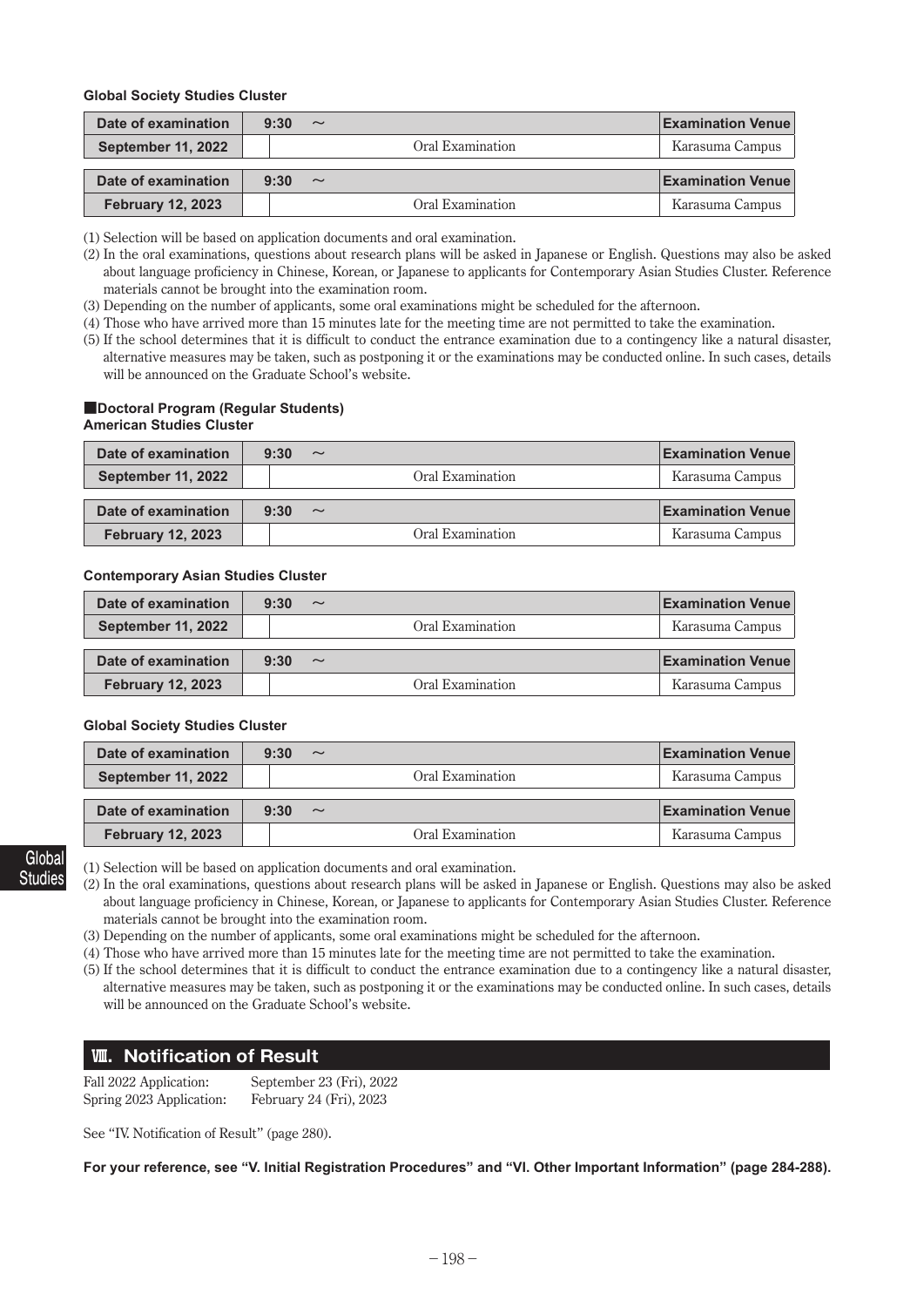**Global Society Studies Cluster**

| Date of examination | 9:30 ～ | Examination Venue |
| --- | --- | --- |
| September 11, 2022 | Oral Examination | Karasuma Campus |

| Date of examination | 9:30 ～ | Examination Venue |
| --- | --- | --- |
| February 12, 2023 | Oral Examination | Karasuma Campus |

(1) Selection will be based on application documents and oral examination.
(2) In the oral examinations, questions about research plans will be asked in Japanese or English. Questions may also be asked about language proficiency in Chinese, Korean, or Japanese to applicants for Contemporary Asian Studies Cluster. Reference materials cannot be brought into the examination room.
(3) Depending on the number of applicants, some oral examinations might be scheduled for the afternoon.
(4) Those who have arrived more than 15 minutes late for the meeting time are not permitted to take the examination.
(5) If the school determines that it is difficult to conduct the entrance examination due to a contingency like a natural disaster, alternative measures may be taken, such as postponing it or the examinations may be conducted online. In such cases, details will be announced on the Graduate School's website.

### ■Doctoral Program (Regular Students)

**American Studies Cluster**

| Date of examination | 9:30 ～ | Examination Venue |
| --- | --- | --- |
| September 11, 2022 | Oral Examination | Karasuma Campus |

| Date of examination | 9:30 ～ | Examination Venue |
| --- | --- | --- |
| February 12, 2023 | Oral Examination | Karasuma Campus |

**Contemporary Asian Studies Cluster**

| Date of examination | 9:30 ～ | Examination Venue |
| --- | --- | --- |
| September 11, 2022 | Oral Examination | Karasuma Campus |

| Date of examination | 9:30 ～ | Examination Venue |
| --- | --- | --- |
| February 12, 2023 | Oral Examination | Karasuma Campus |

**Global Society Studies Cluster**

| Date of examination | 9:30 ～ | Examination Venue |
| --- | --- | --- |
| September 11, 2022 | Oral Examination | Karasuma Campus |

| Date of examination | 9:30 ～ | Examination Venue |
| --- | --- | --- |
| February 12, 2023 | Oral Examination | Karasuma Campus |

(1) Selection will be based on application documents and oral examination.
(2) In the oral examinations, questions about research plans will be asked in Japanese or English. Questions may also be asked about language proficiency in Chinese, Korean, or Japanese to applicants for Contemporary Asian Studies Cluster. Reference materials cannot be brought into the examination room.
(3) Depending on the number of applicants, some oral examinations might be scheduled for the afternoon.
(4) Those who have arrived more than 15 minutes late for the meeting time are not permitted to take the examination.
(5) If the school determines that it is difficult to conduct the entrance examination due to a contingency like a natural disaster, alternative measures may be taken, such as postponing it or the examinations may be conducted online. In such cases, details will be announced on the Graduate School's website.

## Ⅷ. Notification of Result

Fall 2022 Application: September 23 (Fri), 2022
Spring 2023 Application: February 24 (Fri), 2023

See "IV. Notification of Result" (page 280).

**For your reference, see "V. Initial Registration Procedures" and "VI. Other Important Information" (page 284-288).**